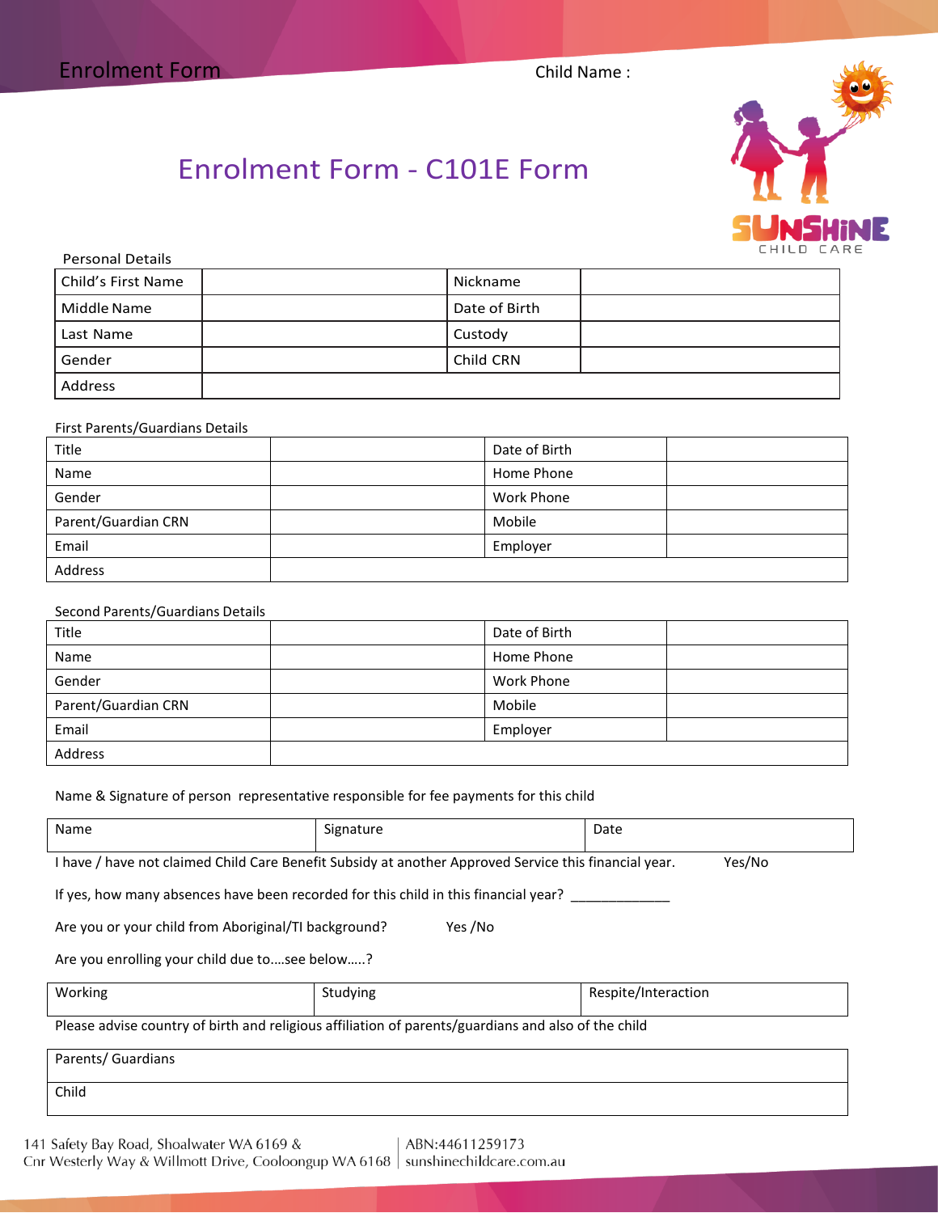Enrolment Form

Child Name :

# Enrolment Form - C101E Form

Personal Details

| Child's First Name | | Nickname | |
|---|---|---|---|
| Middle Name | | Date of Birth | |
| Last Name | | Custody | |
| Gender | | Child CRN | |
| Address | | | |

First Parents/Guardians Details

| Title | | Date of Birth | |
|---|---|---|---|
| Name | | Home Phone | |
| Gender | | Work Phone | |
| Parent/Guardian CRN | | Mobile | |
| Email | | Employer | |
| Address | | | |

Second Parents/Guardians Details

| Title | | Date of Birth | |
|---|---|---|---|
| Name | | Home Phone | |
| Gender | | Work Phone | |
| Parent/Guardian CRN | | Mobile | |
| Email | | Employer | |
| Address | | | |

Name & Signature of person representative responsible for fee payments for this child

| Name | Signature | Date |
|---|---|---|

I have / have not claimed Child Care Benefit Subsidy at another Approved Service this financial year. Yes/No

If yes, how many absences have been recorded for this child in this financial year? _____________

Are you or your child from Aboriginal/TI background? Yes /No

Are you enrolling your child due to….see below…..?

| Working | Studying | Respite/Interaction |
|---|---|---|

Please advise country of birth and religious affiliation of parents/guardians and also of the child

| Parents/ Guardians |
|---|
| Child |

141 Safety Bay Road, Shoalwater WA 6169 &
Cnr Westerly Way & Willmott Drive, Cooloongup WA 6168 | ABN:44611259173
sunshinechildcare.com.au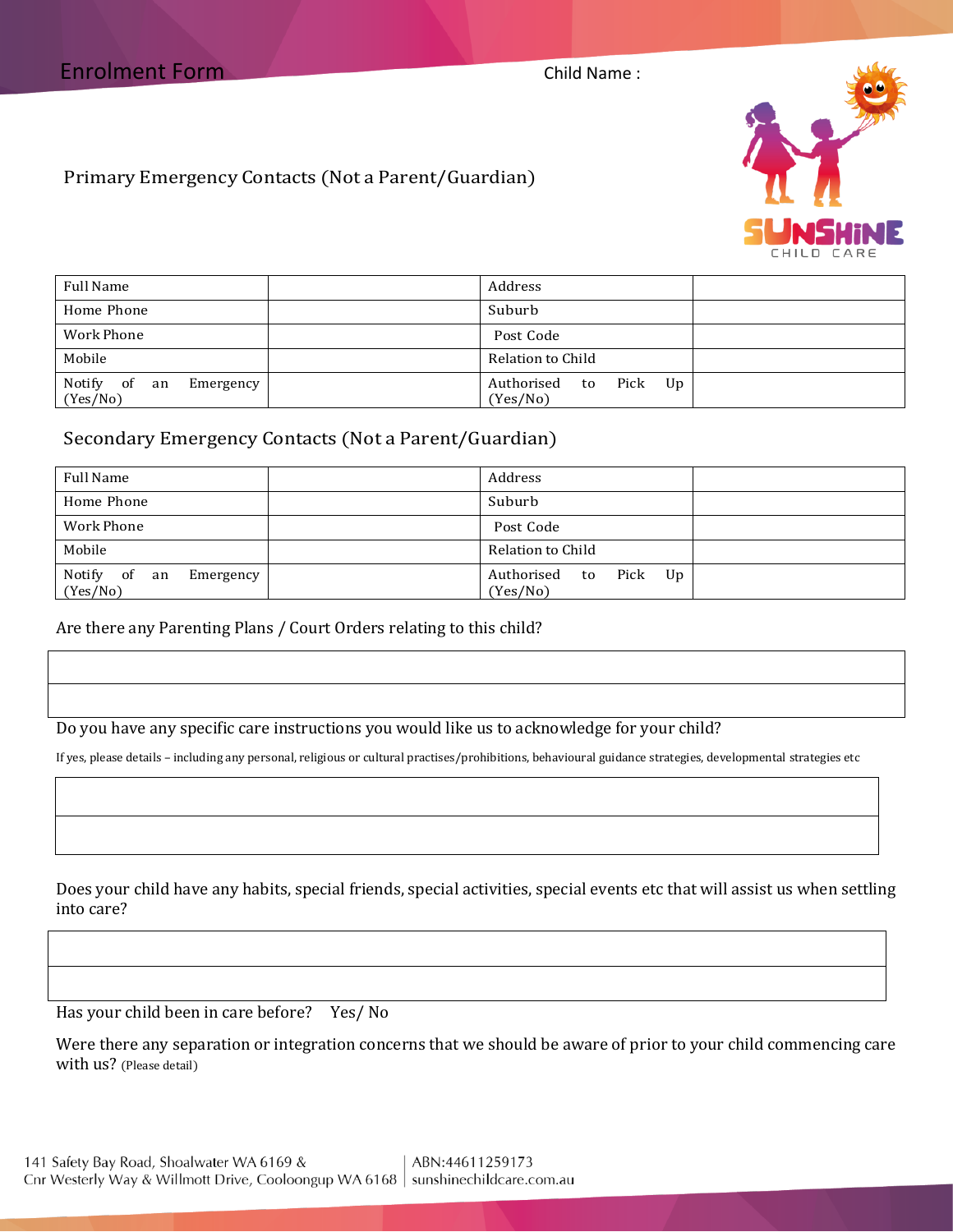# Enrolment Form

Child Name :

## Primary Emergency Contacts (Not a Parent/Guardian)

| Full Name | | Address | |
|---|---|---|---|
| Home Phone | | Suburb | |
| Work Phone | | Post Code | |
| Mobile | | Relation to Child | |
| Notify of an Emergency (Yes/No) | | Authorised to Pick Up (Yes/No) | |

## Secondary Emergency Contacts (Not a Parent/Guardian)

| Full Name | | Address | |
|---|---|---|---|
| Home Phone | | Suburb | |
| Work Phone | | Post Code | |
| Mobile | | Relation to Child | |
| Notify of an Emergency (Yes/No) | | Authorised to Pick Up (Yes/No) | |

Are there any Parenting Plans / Court Orders relating to this child?

| |
|---|
| |

Do you have any specific care instructions you would like us to acknowledge for your child?

If yes, please details – including any personal, religious or cultural practises/prohibitions, behavioural guidance strategies, developmental strategies etc

| |
|---|
| |

Does your child have any habits, special friends, special activities, special events etc that will assist us when settling into care?

| |
|---|
| |

Has your child been in care before? Yes/ No

Were there any separation or integration concerns that we should be aware of prior to your child commencing care with us? (Please detail)

141 Safety Bay Road, Shoalwater WA 6169 &
Cnr Westerly Way & Willmott Drive, Cooloongup WA 6168 | ABN:44611259173
sunshinechildcare.com.au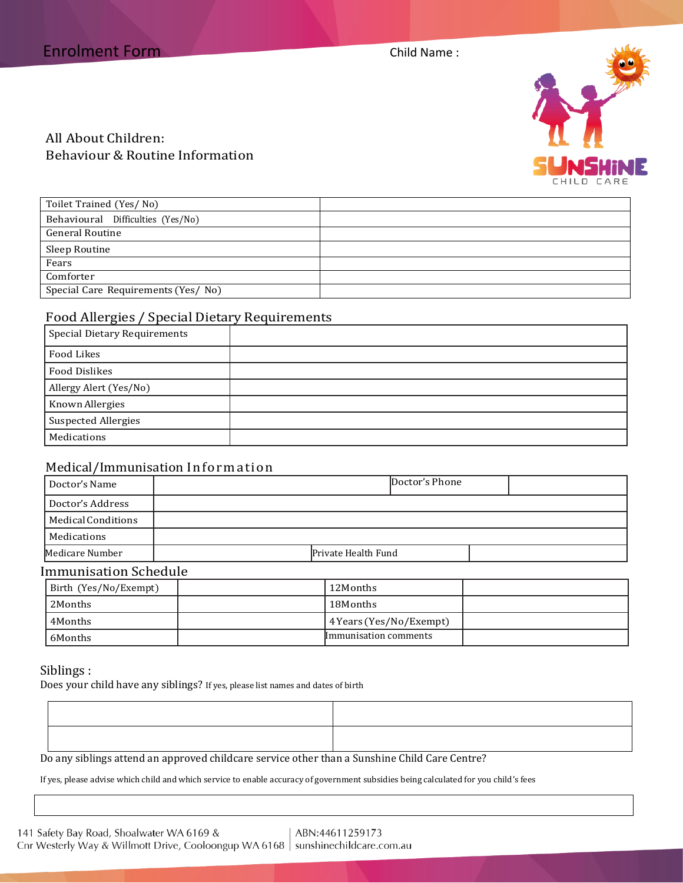Enrolment Form

Child Name :

## All About Children:
## Behaviour & Routine Information

| Toilet Trained (Yes/ No) | |
|---|---|
| Behavioural Difficulties (Yes/No) | |
| General Routine | |
| Sleep Routine | |
| Fears | |
| Comforter | |
| Special Care Requirements (Yes/ No) | |

## Food Allergies / Special Dietary Requirements

| Special Dietary Requirements | |
|---|---|
| Food Likes | |
| Food Dislikes | |
| Allergy Alert (Yes/No) | |
| Known Allergies | |
| Suspected Allergies | |
| Medications | |

## Medical/Immunisation Information

| Doctor's Name | | Doctor's Phone | |
|---|---|---|---|
| Doctor's Address | | | |
| Medical Conditions | | | |
| Medications | | | |
| Medicare Number | | Private Health Fund | |

## Immunisation Schedule

| Birth (Yes/No/Exempt) | | 12Months | |
|---|---|---|---|
| 2Months | | 18Months | |
| 4Months | | 4 Years (Yes/No/Exempt) | |
| 6Months | | Immunisation comments | |

## Siblings :

Does your child have any siblings? If yes, please list names and dates of birth

| | |
|---|---|
| | |
| | |

Do any siblings attend an approved childcare service other than a Sunshine Child Care Centre?

If yes, please advise which child and which service to enable accuracy of government subsidies being calculated for you child's fees

| |
|---|
| |

141 Safety Bay Road, Shoalwater WA 6169 &
Cnr Westerly Way & Willmott Drive, Cooloongup WA 6168 | ABN:44611259173
sunshinechildcare.com.au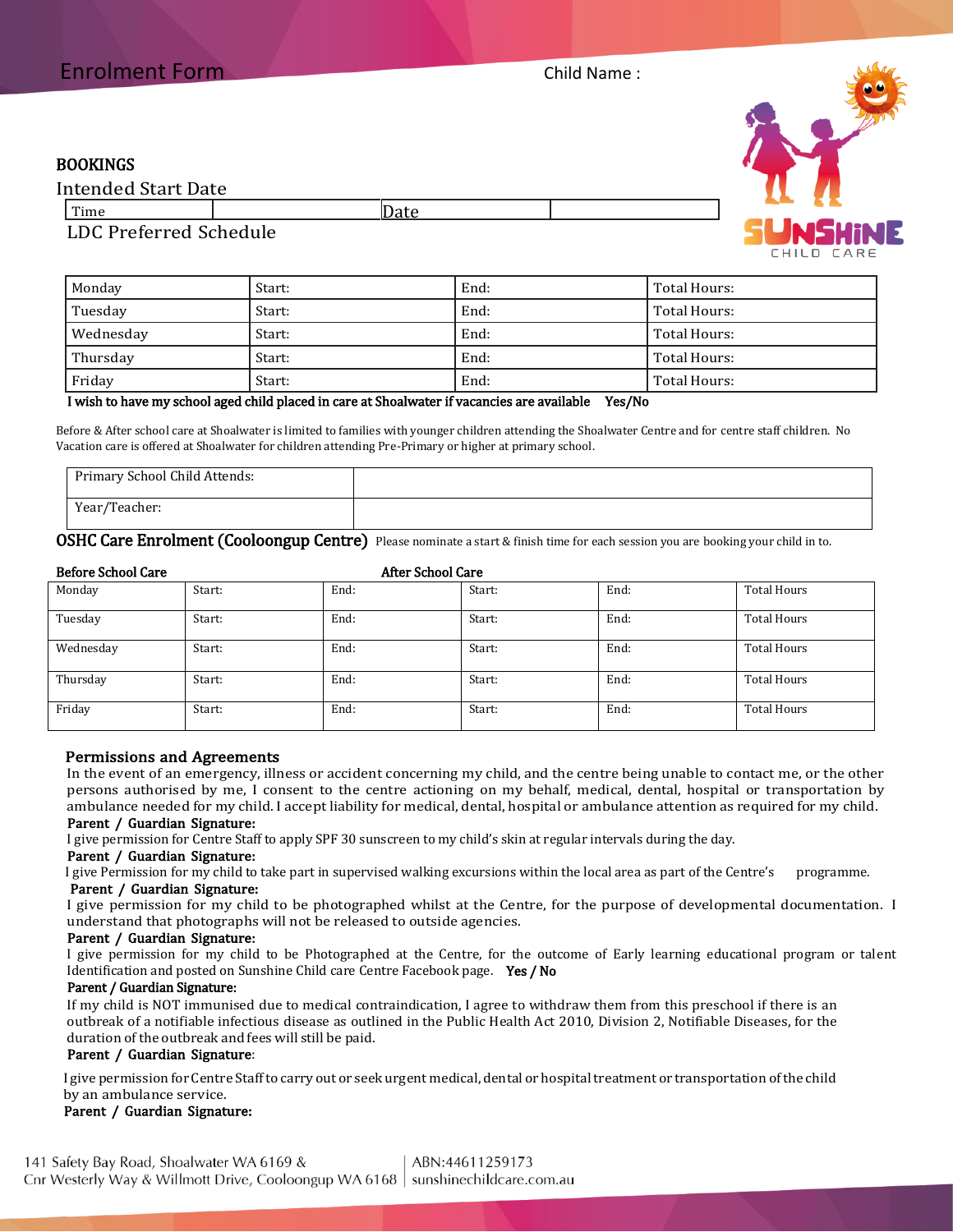# Enrolment Form

Child Name :

## BOOKINGS

Intended Start Date

| Time | | Date | |
|---|---|---|---|

LDC Preferred Schedule

| Monday | Start: | End: | Total Hours: |
|---|---|---|---|
| Tuesday | Start: | End: | Total Hours: |
| Wednesday | Start: | End: | Total Hours: |
| Thursday | Start: | End: | Total Hours: |
| Friday | Start: | End: | Total Hours: |

**I wish to have my school aged child placed in care at Shoalwater if vacancies are available Yes/No**

Before & After school care at Shoalwater is limited to families with younger children attending the Shoalwater Centre and for centre staff children. No Vacation care is offered at Shoalwater for children attending Pre-Primary or higher at primary school.

| Primary School Child Attends: | |
|---|---|
| Year/Teacher: | |

## OSHC Care Enrolment (Cooloongup Centre)

Please nominate a start & finish time for each session you are booking your child in to.

| | Before School Care | | After School Care | | |
|---|---|---|---|---|---|
| Monday | Start: | End: | Start: | End: | Total Hours |
| Tuesday | Start: | End: | Start: | End: | Total Hours |
| Wednesday | Start: | End: | Start: | End: | Total Hours |
| Thursday | Start: | End: | Start: | End: | Total Hours |
| Friday | Start: | End: | Start: | End: | Total Hours |

## Permissions and Agreements

In the event of an emergency, illness or accident concerning my child, and the centre being unable to contact me, or the other persons authorised by me, I consent to the centre actioning on my behalf, medical, dental, hospital or transportation by ambulance needed for my child. I accept liability for medical, dental, hospital or ambulance attention as required for my child.

**Parent / Guardian Signature:**

I give permission for Centre Staff to apply SPF 30 sunscreen to my child's skin at regular intervals during the day.

**Parent / Guardian Signature:**

I give Permission for my child to take part in supervised walking excursions within the local area as part of the Centre's programme.

**Parent / Guardian Signature:**

I give permission for my child to be photographed whilst at the Centre, for the purpose of developmental documentation. I understand that photographs will not be released to outside agencies.

**Parent / Guardian Signature:**

I give permission for my child to be Photographed at the Centre, for the outcome of Early learning educational program or talent Identification and posted on Sunshine Child care Centre Facebook page. **Yes / No**

**Parent / Guardian Signature:**

If my child is NOT immunised due to medical contraindication, I agree to withdraw them from this preschool if there is an outbreak of a notifiable infectious disease as outlined in the Public Health Act 2010, Division 2, Notifiable Diseases, for the duration of the outbreak and fees will still be paid.

**Parent / Guardian Signature**:

I give permission for Centre Staff to carry out or seek urgent medical, dental or hospital treatment or transportation of the child by an ambulance service.

**Parent / Guardian Signature:**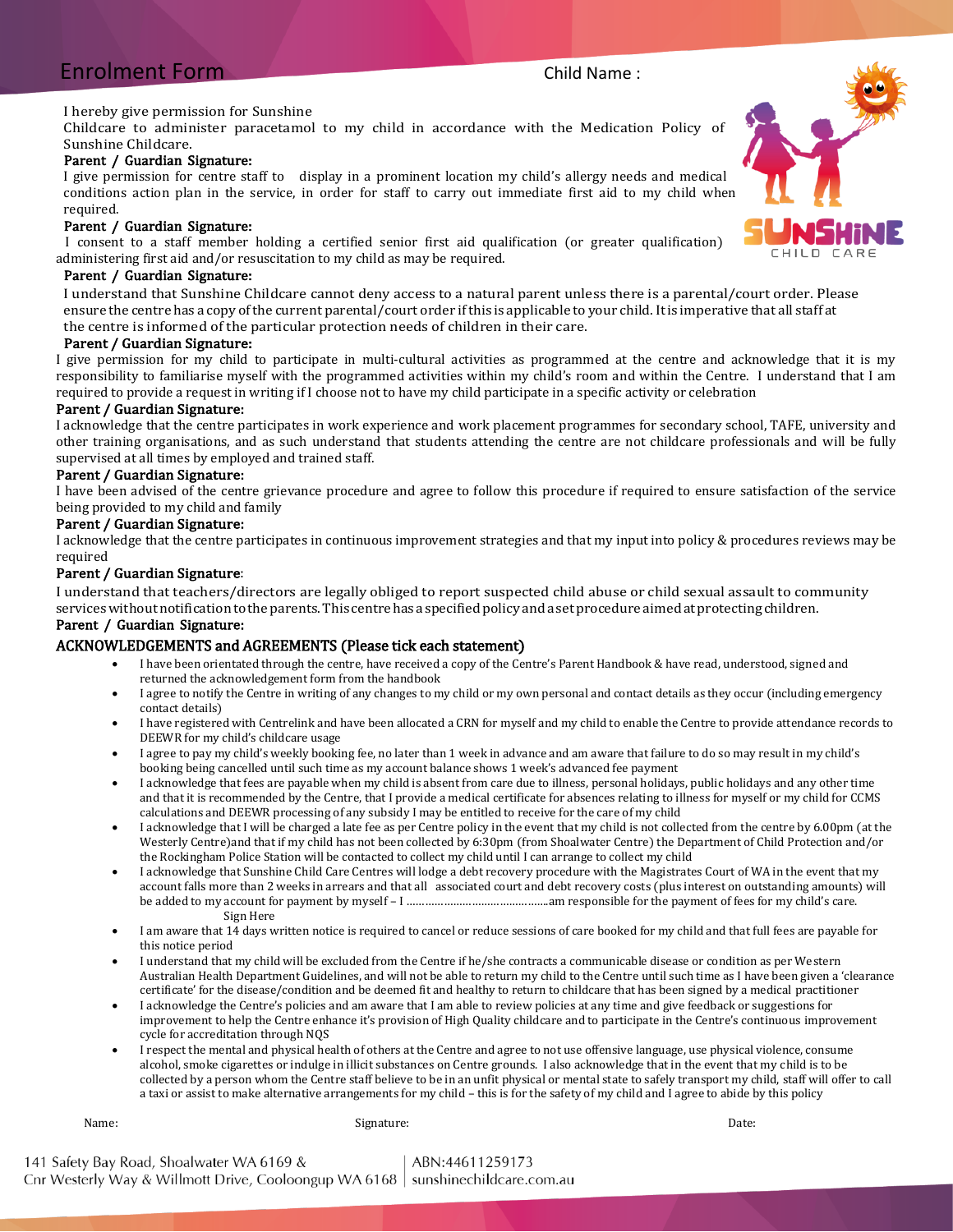# Enrolment Form

Child Name :

I hereby give permission for Sunshine Childcare to administer paracetamol to my child in accordance with the Medication Policy of Sunshine Childcare.

**Parent / Guardian Signature:**

I give permission for centre staff to display in a prominent location my child's allergy needs and medical conditions action plan in the service, in order for staff to carry out immediate first aid to my child when required.

**Parent / Guardian Signature:**

I consent to a staff member holding a certified senior first aid qualification (or greater qualification) administering first aid and/or resuscitation to my child as may be required.

**Parent / Guardian Signature:**

I understand that Sunshine Childcare cannot deny access to a natural parent unless there is a parental/court order. Please ensure the centre has a copy of the current parental/court order if this is applicable to your child. It is imperative that all staff at the centre is informed of the particular protection needs of children in their care.

**Parent / Guardian Signature:**

I give permission for my child to participate in multi-cultural activities as programmed at the centre and acknowledge that it is my responsibility to familiarise myself with the programmed activities within my child's room and within the Centre. I understand that I am required to provide a request in writing if I choose not to have my child participate in a specific activity or celebration

**Parent / Guardian Signature:**

I acknowledge that the centre participates in work experience and work placement programmes for secondary school, TAFE, university and other training organisations, and as such understand that students attending the centre are not childcare professionals and will be fully supervised at all times by employed and trained staff.

**Parent / Guardian Signature:**

I have been advised of the centre grievance procedure and agree to follow this procedure if required to ensure satisfaction of the service being provided to my child and family

**Parent / Guardian Signature:**

I acknowledge that the centre participates in continuous improvement strategies and that my input into policy & procedures reviews may be required

**Parent / Guardian Signature**:

I understand that teachers/directors are legally obliged to report suspected child abuse or child sexual assault to community services without notification to the parents. This centre has a specified policy and a set procedure aimed at protecting children.

**Parent / Guardian Signature:**

## ACKNOWLEDGEMENTS and AGREEMENTS (Please tick each statement)

- I have been orientated through the centre, have received a copy of the Centre's Parent Handbook & have read, understood, signed and returned the acknowledgement form from the handbook
- I agree to notify the Centre in writing of any changes to my child or my own personal and contact details as they occur (including emergency contact details)
- I have registered with Centrelink and have been allocated a CRN for myself and my child to enable the Centre to provide attendance records to DEEWR for my child's childcare usage
- I agree to pay my child's weekly booking fee, no later than 1 week in advance and am aware that failure to do so may result in my child's booking being cancelled until such time as my account balance shows 1 week's advanced fee payment
- I acknowledge that fees are payable when my child is absent from care due to illness, personal holidays, public holidays and any other time and that it is recommended by the Centre, that I provide a medical certificate for absences relating to illness for myself or my child for CCMS calculations and DEEWR processing of any subsidy I may be entitled to receive for the care of my child
- I acknowledge that I will be charged a late fee as per Centre policy in the event that my child is not collected from the centre by 6.00pm (at the Westerly Centre)and that if my child has not been collected by 6:30pm (from Shoalwater Centre) the Department of Child Protection and/or the Rockingham Police Station will be contacted to collect my child until I can arrange to collect my child
- I acknowledge that Sunshine Child Care Centres will lodge a debt recovery procedure with the Magistrates Court of WA in the event that my account falls more than 2 weeks in arrears and that all associated court and debt recovery costs (plus interest on outstanding amounts) will be added to my account for payment by myself – I ……………………………………..am responsible for the payment of fees for my child's care.
  Sign Here
- I am aware that 14 days written notice is required to cancel or reduce sessions of care booked for my child and that full fees are payable for this notice period
- I understand that my child will be excluded from the Centre if he/she contracts a communicable disease or condition as per Western Australian Health Department Guidelines, and will not be able to return my child to the Centre until such time as I have been given a 'clearance certificate' for the disease/condition and be deemed fit and healthy to return to childcare that has been signed by a medical practitioner
- I acknowledge the Centre's policies and am aware that I am able to review policies at any time and give feedback or suggestions for improvement to help the Centre enhance it's provision of High Quality childcare and to participate in the Centre's continuous improvement cycle for accreditation through NQS
- I respect the mental and physical health of others at the Centre and agree to not use offensive language, use physical violence, consume alcohol, smoke cigarettes or indulge in illicit substances on Centre grounds. I also acknowledge that in the event that my child is to be collected by a person whom the Centre staff believe to be in an unfit physical or mental state to safely transport my child, staff will offer to call a taxi or assist to make alternative arrangements for my child – this is for the safety of my child and I agree to abide by this policy

Name: Signature: Date:

141 Safety Bay Road, Shoalwater WA 6169 &
Cnr Westerly Way & Willmott Drive, Cooloongup WA 6168 | ABN:44611259173 | sunshinechildcare.com.au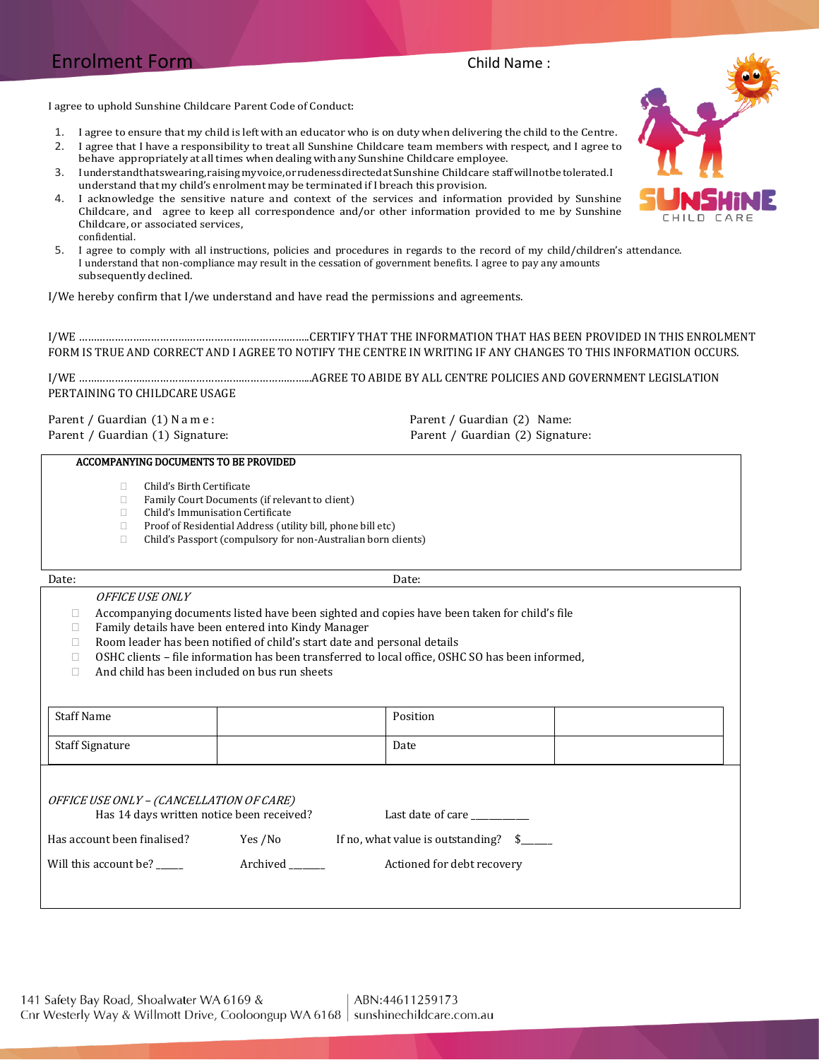# Enrolment Form

Child Name :

I agree to uphold Sunshine Childcare Parent Code of Conduct:

1. I agree to ensure that my child is left with an educator who is on duty when delivering the child to the Centre.
2. I agree that I have a responsibility to treat all Sunshine Childcare team members with respect, and I agree to behave appropriately at all times when dealing with any Sunshine Childcare employee.
3. I understand that swearing, raising my voice, or rudeness directed at Sunshine Childcare staff will not be tolerated. I understand that my child's enrolment may be terminated if I breach this provision.
4. I acknowledge the sensitive nature and context of the services and information provided by Sunshine Childcare, and agree to keep all correspondence and/or other information provided to me by Sunshine Childcare, or associated services, confidential.
5. I agree to comply with all instructions, policies and procedures in regards to the record of my child/children's attendance. I understand that non-compliance may result in the cessation of government benefits. I agree to pay any amounts subsequently declined.

I/We hereby confirm that I/we understand and have read the permissions and agreements.

I/WE ………………………………………………………………….CERTIFY THAT THE INFORMATION THAT HAS BEEN PROVIDED IN THIS ENROLMENT FORM IS TRUE AND CORRECT AND I AGREE TO NOTIFY THE CENTRE IN WRITING IF ANY CHANGES TO THIS INFORMATION OCCURS.

I/WE ………………………………………………………………….AGREE TO ABIDE BY ALL CENTRE POLICIES AND GOVERNMENT LEGISLATION PERTAINING TO CHILDCARE USAGE

Parent / Guardian (1) Name:
Parent / Guardian (1) Signature:

Parent / Guardian (2) Name:
Parent / Guardian (2) Signature:

**ACCOMPANYING DOCUMENTS TO BE PROVIDED**

- ☐ Child's Birth Certificate
- ☐ Family Court Documents (if relevant to client)
- ☐ Child's Immunisation Certificate
- ☐ Proof of Residential Address (utility bill, phone bill etc)
- ☐ Child's Passport (compulsory for non-Australian born clients)

Date:

Date:

*OFFICE USE ONLY*

- ☐ Accompanying documents listed have been sighted and copies have been taken for child's file
- ☐ Family details have been entered into Kindy Manager
- ☐ Room leader has been notified of child's start date and personal details
- ☐ OSHC clients – file information has been transferred to local office, OSHC SO has been informed,
- ☐ And child has been included on bus run sheets

| Staff Name | | Position | |
|---|---|---|---|
| Staff Signature | | Date | |

*OFFICE USE ONLY – (CANCELLATION OF CARE)*

Has 14 days written notice been received?          Last date of care ___________

Has account been finalised?          Yes /No          If no, what value is outstanding?     $_____

Will this account be? _____          Archived _______          Actioned for debt recovery

141 Safety Bay Road, Shoalwater WA 6169 &
Cnr Westerly Way & Willmott Drive, Cooloongup WA 6168 | ABN:44611259173 | sunshinechildcare.com.au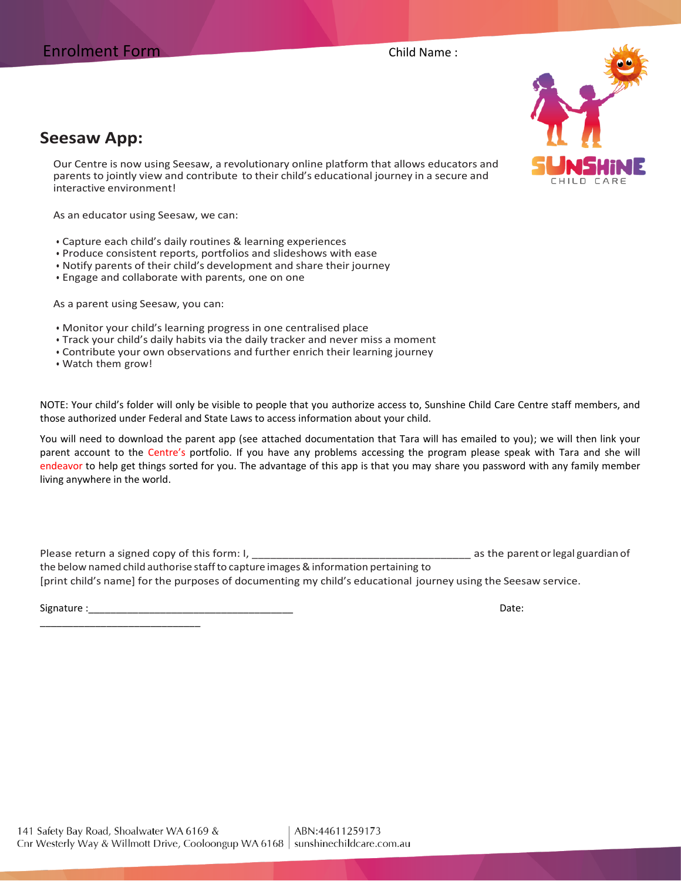Enrolment Form

Child Name :

## Seesaw App:

Our Centre is now using Seesaw, a revolutionary online platform that allows educators and parents to jointly view and contribute to their child's educational journey in a secure and interactive environment!

As an educator using Seesaw, we can:

- Capture each child's daily routines & learning experiences
- Produce consistent reports, portfolios and slideshows with ease
- Notify parents of their child's development and share their journey
- Engage and collaborate with parents, one on one

As a parent using Seesaw, you can:

- Monitor your child's learning progress in one centralised place
- Track your child's daily habits via the daily tracker and never miss a moment
- Contribute your own observations and further enrich their learning journey
- Watch them grow!

NOTE: Your child's folder will only be visible to people that you authorize access to, Sunshine Child Care Centre staff members, and those authorized under Federal and State Laws to access information about your child.

You will need to download the parent app (see attached documentation that Tara will has emailed to you); we will then link your parent account to the Centre's portfolio. If you have any problems accessing the program please speak with Tara and she will endeavor to help get things sorted for you. The advantage of this app is that you may share you password with any family member living anywhere in the world.

Please return a signed copy of this form: I, ______________________________________ as the parent or legal guardian of the below named child authorise staff to capture images & information pertaining to [print child's name] for the purposes of documenting my child's educational journey using the Seesaw service.

Signature :_____________________________________ Date: ____________________________

141 Safety Bay Road, Shoalwater WA 6169 & Cnr Westerly Way & Willmott Drive, Cooloongup WA 6168 | ABN:44611259173 | sunshinechildcare.com.au